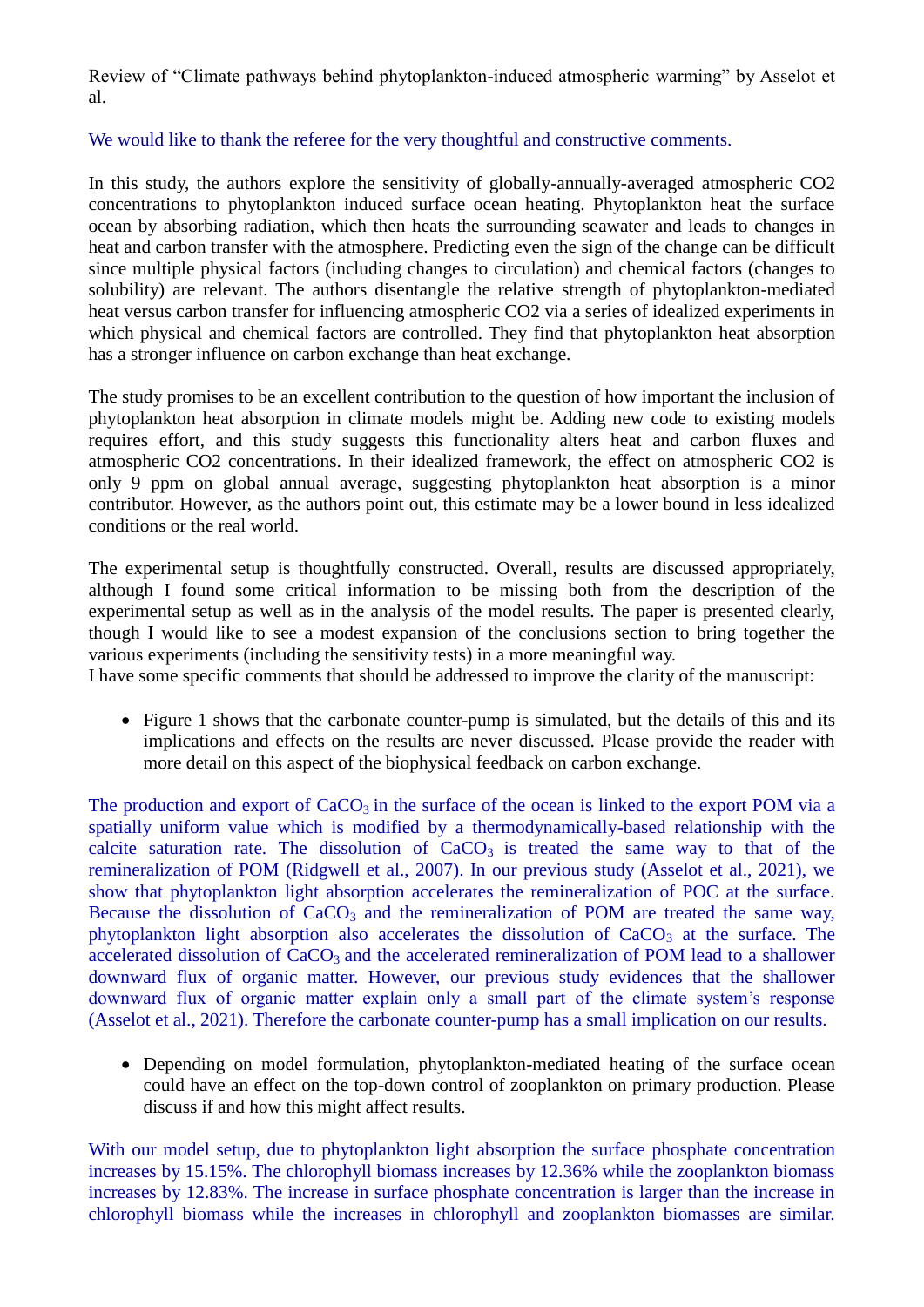Review of “Climate pathways behind phytoplankton-induced atmospheric warming” by Asselot et al.

We would like to thank the referee for the very thoughtful and constructive comments.

In this study, the authors explore the sensitivity of globally-annually-averaged atmospheric CO2 concentrations to phytoplankton induced surface ocean heating. Phytoplankton heat the surface ocean by absorbing radiation, which then heats the surrounding seawater and leads to changes in heat and carbon transfer with the atmosphere. Predicting even the sign of the change can be difficult since multiple physical factors (including changes to circulation) and chemical factors (changes to solubility) are relevant. The authors disentangle the relative strength of phytoplankton-mediated heat versus carbon transfer for influencing atmospheric CO2 via a series of idealized experiments in which physical and chemical factors are controlled. They find that phytoplankton heat absorption has a stronger influence on carbon exchange than heat exchange.

The study promises to be an excellent contribution to the question of how important the inclusion of phytoplankton heat absorption in climate models might be. Adding new code to existing models requires effort, and this study suggests this functionality alters heat and carbon fluxes and atmospheric CO2 concentrations. In their idealized framework, the effect on atmospheric CO2 is only 9 ppm on global annual average, suggesting phytoplankton heat absorption is a minor contributor. However, as the authors point out, this estimate may be a lower bound in less idealized conditions or the real world.

The experimental setup is thoughtfully constructed. Overall, results are discussed appropriately, although I found some critical information to be missing both from the description of the experimental setup as well as in the analysis of the model results. The paper is presented clearly, though I would like to see a modest expansion of the conclusions section to bring together the various experiments (including the sensitivity tests) in a more meaningful way.
I have some specific comments that should be addressed to improve the clarity of the manuscript:

- Figure 1 shows that the carbonate counter-pump is simulated, but the details of this and its implications and effects on the results are never discussed. Please provide the reader with more detail on this aspect of the biophysical feedback on carbon exchange.

The production and export of $CaCO_3$ in the surface of the ocean is linked to the export POM via a spatially uniform value which is modified by a thermodynamically-based relationship with the calcite saturation rate. The dissolution of $CaCO_3$ is treated the same way to that of the remineralization of POM (Ridgwell et al., 2007). In our previous study (Asselot et al., 2021), we show that phytoplankton light absorption accelerates the remineralization of POC at the surface. Because the dissolution of $CaCO_3$ and the remineralization of POM are treated the same way, phytoplankton light absorption also accelerates the dissolution of $CaCO_3$ at the surface. The accelerated dissolution of $CaCO_3$ and the accelerated remineralization of POM lead to a shallower downward flux of organic matter. However, our previous study evidences that the shallower downward flux of organic matter explain only a small part of the climate system’s response (Asselot et al., 2021). Therefore the carbonate counter-pump has a small implication on our results.

- Depending on model formulation, phytoplankton-mediated heating of the surface ocean could have an effect on the top-down control of zooplankton on primary production. Please discuss if and how this might affect results.

With our model setup, due to phytoplankton light absorption the surface phosphate concentration increases by 15.15%. The chlorophyll biomass increases by 12.36% while the zooplankton biomass increases by 12.83%. The increase in surface phosphate concentration is larger than the increase in chlorophyll biomass while the increases in chlorophyll and zooplankton biomasses are similar.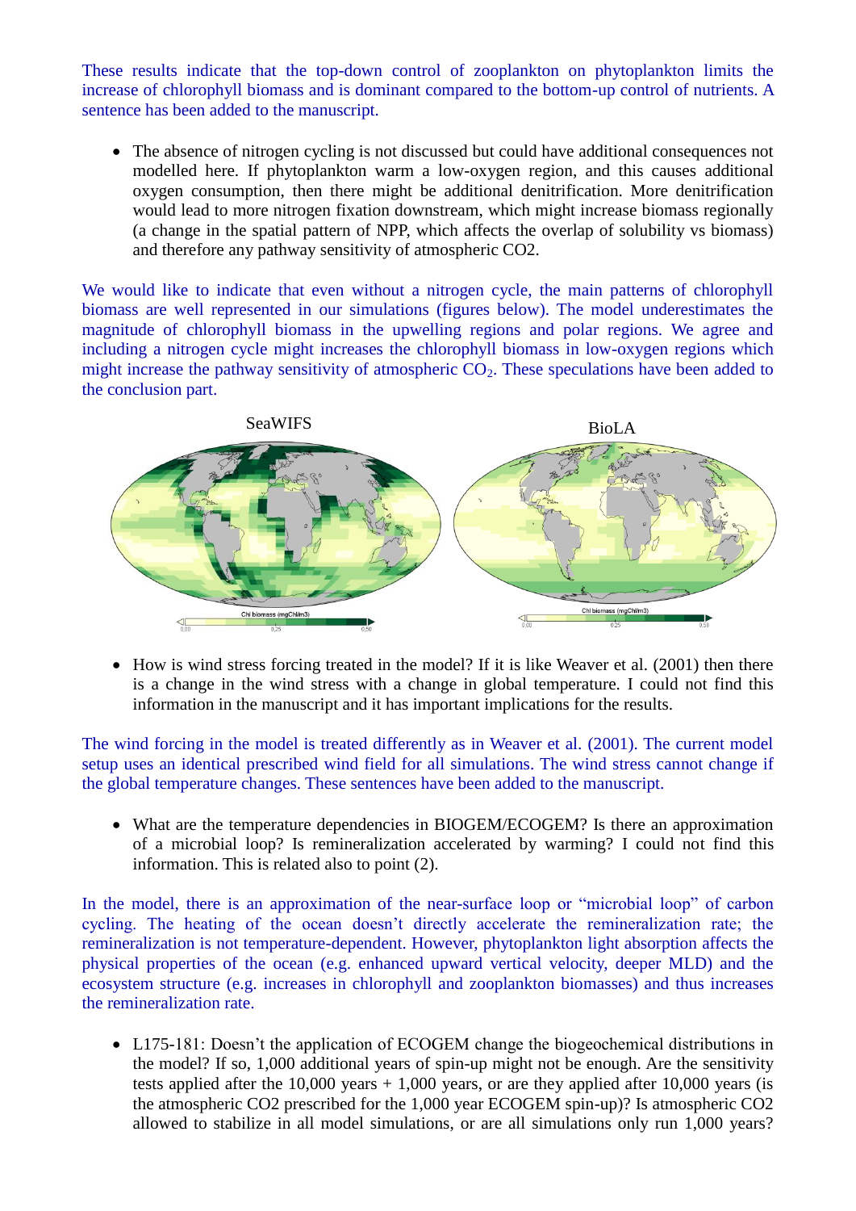These results indicate that the top-down control of zooplankton on phytoplankton limits the increase of chlorophyll biomass and is dominant compared to the bottom-up control of nutrients. A sentence has been added to the manuscript.

- The absence of nitrogen cycling is not discussed but could have additional consequences not modelled here. If phytoplankton warm a low-oxygen region, and this causes additional oxygen consumption, then there might be additional denitrification. More denitrification would lead to more nitrogen fixation downstream, which might increase biomass regionally (a change in the spatial pattern of NPP, which affects the overlap of solubility vs biomass) and therefore any pathway sensitivity of atmospheric CO2.

We would like to indicate that even without a nitrogen cycle, the main patterns of chlorophyll biomass are well represented in our simulations (figures below). The model underestimates the magnitude of chlorophyll biomass in the upwelling regions and polar regions. We agree and including a nitrogen cycle might increases the chlorophyll biomass in low-oxygen regions which might increase the pathway sensitivity of atmospheric $CO_2$. These speculations have been added to the conclusion part.

SeaWIFS BioLA

Chl biomass (mgChl/m3) Chl biomass (mgChl/m3)

- How is wind stress forcing treated in the model? If it is like Weaver et al. (2001) then there is a change in the wind stress with a change in global temperature. I could not find this information in the manuscript and it has important implications for the results.

The wind forcing in the model is treated differently as in Weaver et al. (2001). The current model setup uses an identical prescribed wind field for all simulations. The wind stress cannot change if the global temperature changes. These sentences have been added to the manuscript.

- What are the temperature dependencies in BIOGEM/ECOGEM? Is there an approximation of a microbial loop? Is remineralization accelerated by warming? I could not find this information. This is related also to point (2).

In the model, there is an approximation of the near-surface loop or "microbial loop" of carbon cycling. The heating of the ocean doesn't directly accelerate the remineralization rate; the remineralization is not temperature-dependent. However, phytoplankton light absorption affects the physical properties of the ocean (e.g. enhanced upward vertical velocity, deeper MLD) and the ecosystem structure (e.g. increases in chlorophyll and zooplankton biomasses) and thus increases the remineralization rate.

- L175-181: Doesn't the application of ECOGEM change the biogeochemical distributions in the model? If so, 1,000 additional years of spin-up might not be enough. Are the sensitivity tests applied after the 10,000 years + 1,000 years, or are they applied after 10,000 years (is the atmospheric CO2 prescribed for the 1,000 year ECOGEM spin-up)? Is atmospheric CO2 allowed to stabilize in all model simulations, or are all simulations only run 1,000 years?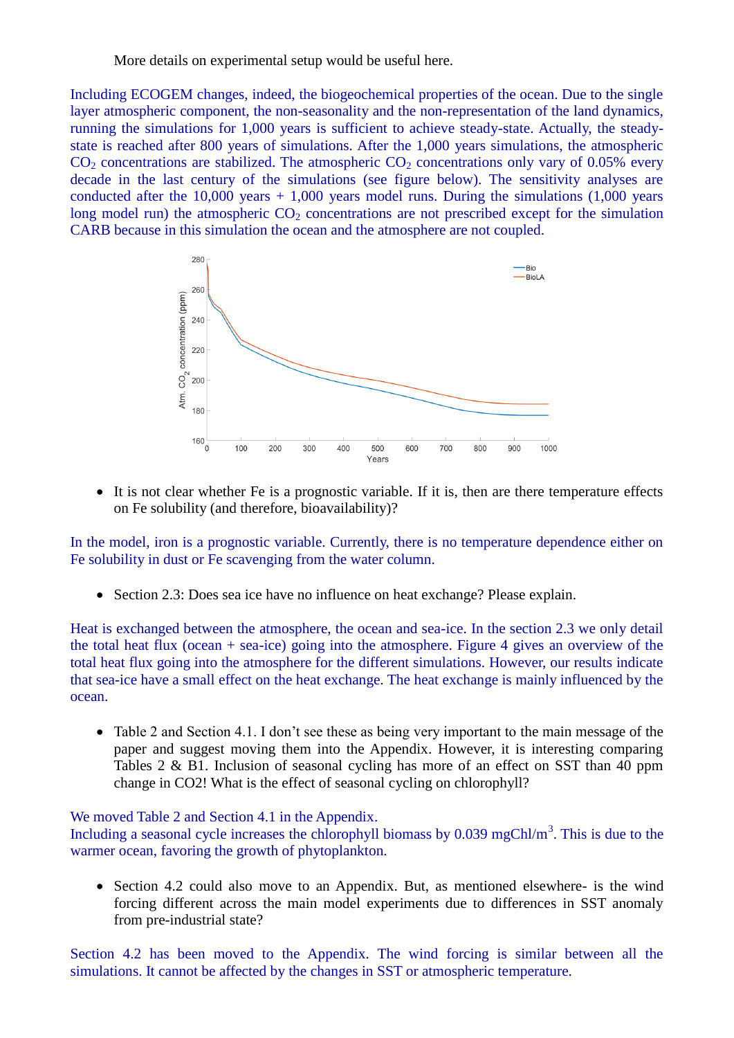More details on experimental setup would be useful here.

Including ECOGEM changes, indeed, the biogeochemical properties of the ocean. Due to the single layer atmospheric component, the non-seasonality and the non-representation of the land dynamics, running the simulations for 1,000 years is sufficient to achieve steady-state. Actually, the steady-state is reached after 800 years of simulations. After the 1,000 years simulations, the atmospheric $CO_2$ concentrations are stabilized. The atmospheric $CO_2$ concentrations only vary of 0.05% every decade in the last century of the simulations (see figure below). The sensitivity analyses are conducted after the 10,000 years + 1,000 years model runs. During the simulations (1,000 years long model run) the atmospheric $CO_2$ concentrations are not prescribed except for the simulation CARB because in this simulation the ocean and the atmosphere are not coupled.

- It is not clear whether Fe is a prognostic variable. If it is, then are there temperature effects on Fe solubility (and therefore, bioavailability)?

In the model, iron is a prognostic variable. Currently, there is no temperature dependence either on Fe solubility in dust or Fe scavenging from the water column.

- Section 2.3: Does sea ice have no influence on heat exchange? Please explain.

Heat is exchanged between the atmosphere, the ocean and sea-ice. In the section 2.3 we only detail the total heat flux (ocean + sea-ice) going into the atmosphere. Figure 4 gives an overview of the total heat flux going into the atmosphere for the different simulations. However, our results indicate that sea-ice have a small effect on the heat exchange. The heat exchange is mainly influenced by the ocean.

- Table 2 and Section 4.1. I don't see these as being very important to the main message of the paper and suggest moving them into the Appendix. However, it is interesting comparing Tables 2 & B1. Inclusion of seasonal cycling has more of an effect on SST than 40 ppm change in CO2! What is the effect of seasonal cycling on chlorophyll?

We moved Table 2 and Section 4.1 in the Appendix.
Including a seasonal cycle increases the chlorophyll biomass by 0.039 $mgChl/m^3$. This is due to the warmer ocean, favoring the growth of phytoplankton.

- Section 4.2 could also move to an Appendix. But, as mentioned elsewhere- is the wind forcing different across the main model experiments due to differences in SST anomaly from pre-industrial state?

Section 4.2 has been moved to the Appendix. The wind forcing is similar between all the simulations. It cannot be affected by the changes in SST or atmospheric temperature.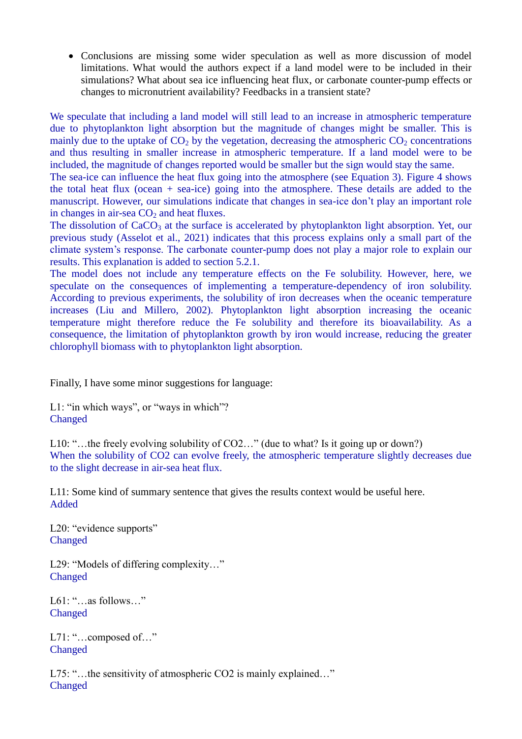- Conclusions are missing some wider speculation as well as more discussion of model limitations. What would the authors expect if a land model were to be included in their simulations? What about sea ice influencing heat flux, or carbonate counter-pump effects or changes to micronutrient availability? Feedbacks in a transient state?

We speculate that including a land model will still lead to an increase in atmospheric temperature due to phytoplankton light absorption but the magnitude of changes might be smaller. This is mainly due to the uptake of $CO_2$ by the vegetation, decreasing the atmospheric $CO_2$ concentrations and thus resulting in smaller increase in atmospheric temperature. If a land model were to be included, the magnitude of changes reported would be smaller but the sign would stay the same.
The sea-ice can influence the heat flux going into the atmosphere (see Equation 3). Figure 4 shows the total heat flux (ocean + sea-ice) going into the atmosphere. These details are added to the manuscript. However, our simulations indicate that changes in sea-ice don't play an important role in changes in air-sea $CO_2$ and heat fluxes.
The dissolution of $CaCO_3$ at the surface is accelerated by phytoplankton light absorption. Yet, our previous study (Asselot et al., 2021) indicates that this process explains only a small part of the climate system's response. The carbonate counter-pump does not play a major role to explain our results. This explanation is added to section 5.2.1.
The model does not include any temperature effects on the Fe solubility. However, here, we speculate on the consequences of implementing a temperature-dependency of iron solubility. According to previous experiments, the solubility of iron decreases when the oceanic temperature increases (Liu and Millero, 2002). Phytoplankton light absorption increasing the oceanic temperature might therefore reduce the Fe solubility and therefore its bioavailability. As a consequence, the limitation of phytoplankton growth by iron would increase, reducing the greater chlorophyll biomass with to phytoplankton light absorption.

Finally, I have some minor suggestions for language:

L1: "in which ways", or "ways in which"?
Changed

L10: "…the freely evolving solubility of CO2…" (due to what? Is it going up or down?)
When the solubility of CO2 can evolve freely, the atmospheric temperature slightly decreases due to the slight decrease in air-sea heat flux.

L11: Some kind of summary sentence that gives the results context would be useful here.
Added

L20: "evidence supports"
Changed

L29: "Models of differing complexity…"
Changed

L61: "…as follows…"
Changed

L71: "…composed of…"
Changed

L75: "…the sensitivity of atmospheric CO2 is mainly explained…"
Changed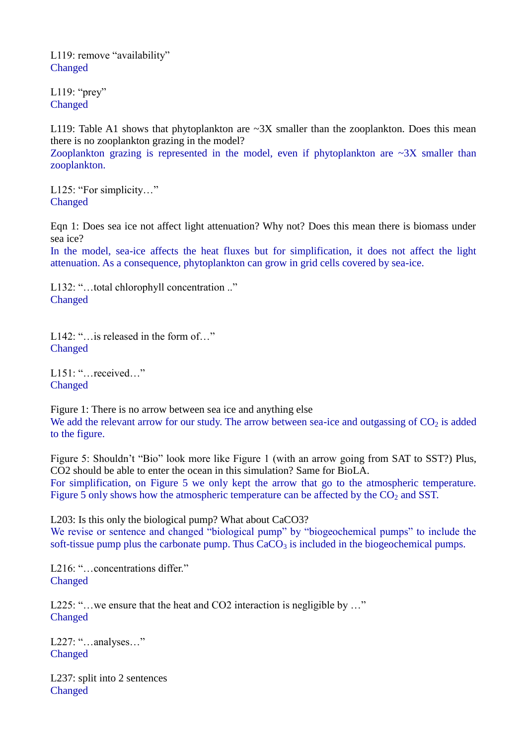L119: remove "availability"
Changed

L119: "prey"
Changed

L119: Table A1 shows that phytoplankton are ~3X smaller than the zooplankton. Does this mean there is no zooplankton grazing in the model?
Zooplankton grazing is represented in the model, even if phytoplankton are ~3X smaller than zooplankton.

L125: "For simplicity…"
Changed

Eqn 1: Does sea ice not affect light attenuation? Why not? Does this mean there is biomass under sea ice?
In the model, sea-ice affects the heat fluxes but for simplification, it does not affect the light attenuation. As a consequence, phytoplankton can grow in grid cells covered by sea-ice.

L132: "…total chlorophyll concentration .."
Changed

L142: "…is released in the form of…"
Changed

L151: "…received…"
Changed

Figure 1: There is no arrow between sea ice and anything else
We add the relevant arrow for our study. The arrow between sea-ice and outgassing of $CO_2$ is added to the figure.

Figure 5: Shouldn't "Bio" look more like Figure 1 (with an arrow going from SAT to SST?) Plus, CO2 should be able to enter the ocean in this simulation? Same for BioLA.
For simplification, on Figure 5 we only kept the arrow that go to the atmospheric temperature. Figure 5 only shows how the atmospheric temperature can be affected by the $CO_2$ and SST.

L203: Is this only the biological pump? What about CaCO3?
We revise or sentence and changed "biological pump" by "biogeochemical pumps" to include the soft-tissue pump plus the carbonate pump. Thus $CaCO_3$ is included in the biogeochemical pumps.

L216: "…concentrations differ."
Changed

L225: "…we ensure that the heat and CO2 interaction is negligible by …"
Changed

L227: "…analyses…"
Changed

L237: split into 2 sentences
Changed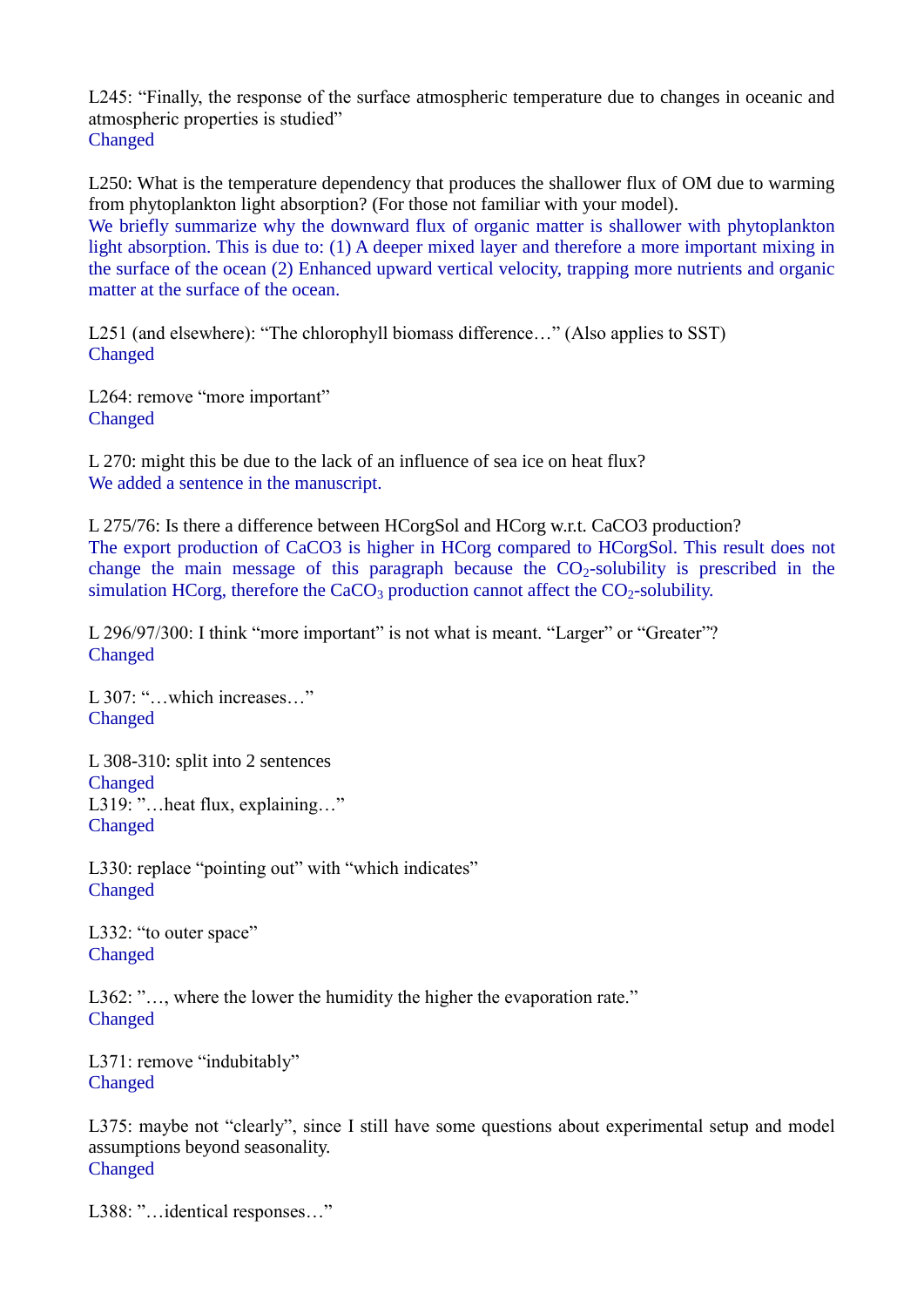L245: “Finally, the response of the surface atmospheric temperature due to changes in oceanic and atmospheric properties is studied”
Changed

L250: What is the temperature dependency that produces the shallower flux of OM due to warming from phytoplankton light absorption? (For those not familiar with your model).
We briefly summarize why the downward flux of organic matter is shallower with phytoplankton light absorption. This is due to: (1) A deeper mixed layer and therefore a more important mixing in the surface of the ocean (2) Enhanced upward vertical velocity, trapping more nutrients and organic matter at the surface of the ocean.

L251 (and elsewhere): “The chlorophyll biomass difference…” (Also applies to SST)
Changed

L264: remove “more important”
Changed

L 270: might this be due to the lack of an influence of sea ice on heat flux?
We added a sentence in the manuscript.

L 275/76: Is there a difference between HCorgSol and HCorg w.r.t. CaCO3 production?
The export production of CaCO3 is higher in HCorg compared to HCorgSol. This result does not change the main message of this paragraph because the $CO_2$-solubility is prescribed in the simulation HCorg, therefore the $CaCO_3$ production cannot affect the $CO_2$-solubility.

L 296/97/300: I think “more important” is not what is meant. “Larger” or “Greater”?
Changed

L 307: “…which increases…”
Changed

L 308-310: split into 2 sentences
Changed
L319: ”…heat flux, explaining…”
Changed

L330: replace “pointing out” with “which indicates”
Changed

L332: “to outer space”
Changed

L362: ”…, where the lower the humidity the higher the evaporation rate.”
Changed

L371: remove “indubitably”
Changed

L375: maybe not “clearly”, since I still have some questions about experimental setup and model assumptions beyond seasonality.
Changed

L388: ”…identical responses…”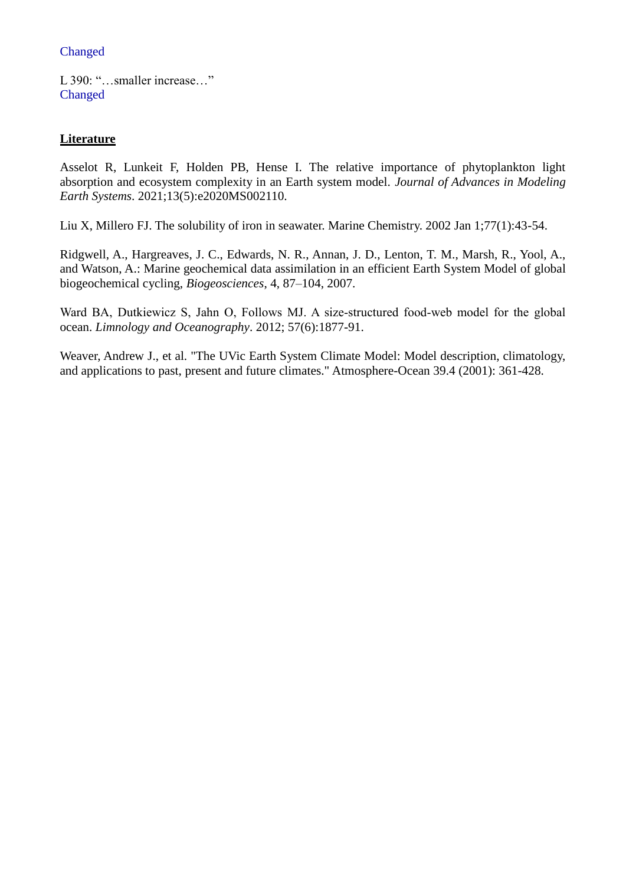Changed

L 390: "…smaller increase…"
Changed

**Literature**

Asselot R, Lunkeit F, Holden PB, Hense I. The relative importance of phytoplankton light absorption and ecosystem complexity in an Earth system model. *Journal of Advances in Modeling Earth Systems*. 2021;13(5):e2020MS002110.

Liu X, Millero FJ. The solubility of iron in seawater. Marine Chemistry. 2002 Jan 1;77(1):43-54.

Ridgwell, A., Hargreaves, J. C., Edwards, N. R., Annan, J. D., Lenton, T. M., Marsh, R., Yool, A., and Watson, A.: Marine geochemical data assimilation in an efficient Earth System Model of global biogeochemical cycling, *Biogeosciences*, 4, 87–104, 2007.

Ward BA, Dutkiewicz S, Jahn O, Follows MJ. A size-structured food-web model for the global ocean. *Limnology and Oceanography*. 2012; 57(6):1877-91.

Weaver, Andrew J., et al. "The UVic Earth System Climate Model: Model description, climatology, and applications to past, present and future climates." Atmosphere-Ocean 39.4 (2001): 361-428.